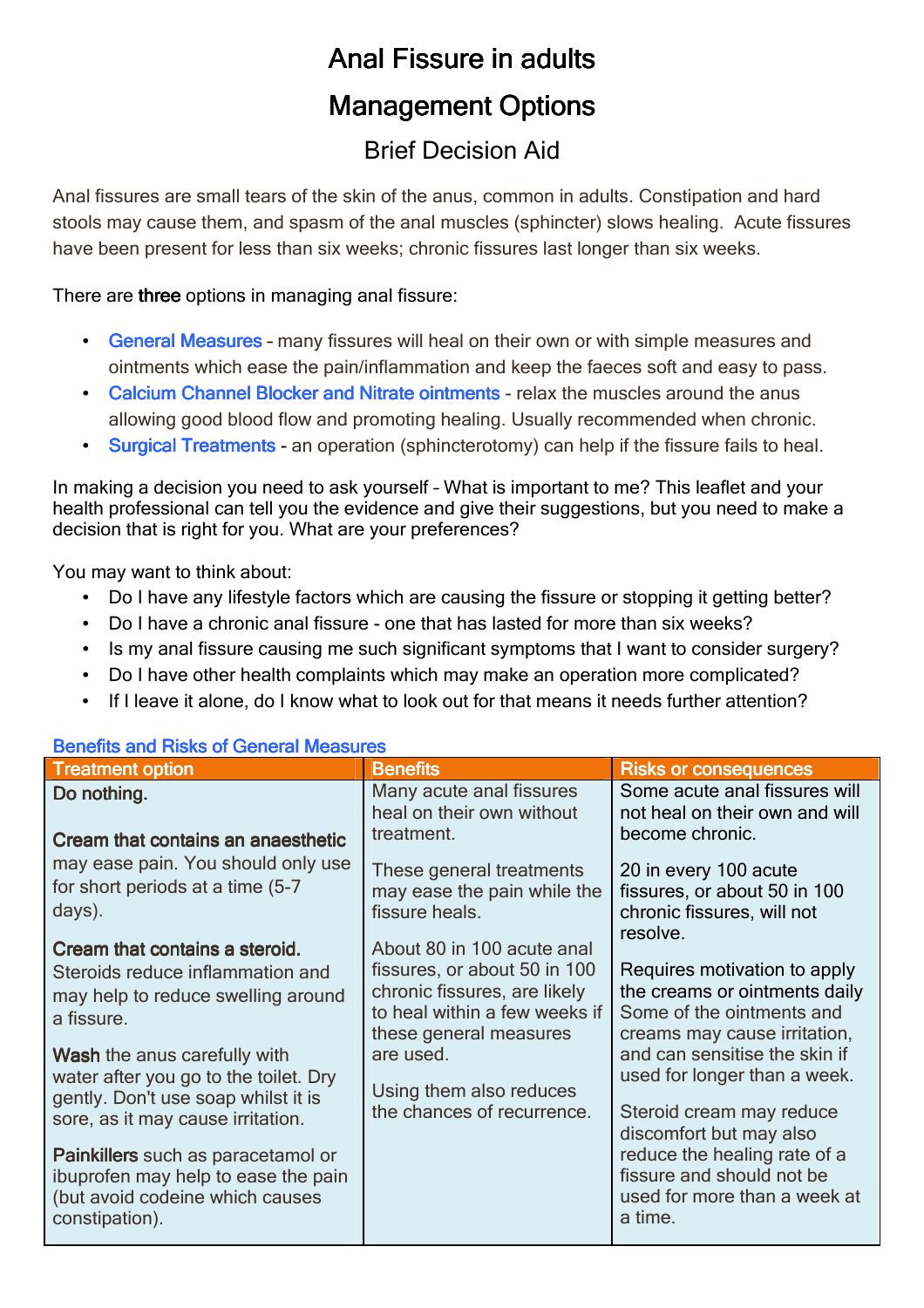# Anal Fissure in adults

# Management Options

## Brief Decision Aid

Anal fissures are small tears of the skin of the anus, common in adults. Constipation and hard stools may cause them, and spasm of the anal muscles (sphincter) slows healing. Acute fissures have been present for less than six weeks; chronic fissures last longer than six weeks.

There are **three** options in managing anal fissure:

- General Measures – many fissures will heal on their own or with simple measures and ointments which ease the pain/inflammation and keep the faeces soft and easy to pass.
- Calcium Channel Blocker and Nitrate ointments - relax the muscles around the anus allowing good blood flow and promoting healing. Usually recommended when chronic.
- Surgical Treatments - an operation (sphincterotomy) can help if the fissure fails to heal.

In making a decision you need to ask yourself – What is important to me? This leaflet and your health professional can tell you the evidence and give their suggestions, but you need to make a decision that is right for you. What are your preferences?

You may want to think about:

- Do I have any lifestyle factors which are causing the fissure or stopping it getting better?
- Do I have a chronic anal fissure - one that has lasted for more than six weeks?
- Is my anal fissure causing me such significant symptoms that I want to consider surgery?
- Do I have other health complaints which may make an operation more complicated?
- If I leave it alone, do I know what to look out for that means it needs further attention?

### Benefits and Risks of General Measures

| Treatment option | Benefits | Risks or consequences |
|---|---|---|
| **Do nothing.**<br><br>**Cream that contains an anaesthetic** may ease pain. You should only use for short periods at a time (5-7 days).<br><br>**Cream that contains a steroid.** Steroids reduce inflammation and may help to reduce swelling around a fissure.<br><br>**Wash** the anus carefully with water after you go to the toilet. Dry gently. Don't use soap whilst it is sore, as it may cause irritation.<br><br>**Painkillers** such as paracetamol or ibuprofen may help to ease the pain (but avoid codeine which causes constipation). | Many acute anal fissures heal on their own without treatment.<br><br>These general treatments may ease the pain while the fissure heals.<br><br>About 80 in 100 acute anal fissures, or about 50 in 100 chronic fissures, are likely to heal within a few weeks if these general measures are used.<br><br>Using them also reduces the chances of recurrence. | Some acute anal fissures will not heal on their own and will become chronic.<br><br>20 in every 100 acute fissures, or about 50 in 100 chronic fissures, will not resolve.<br><br>Requires motivation to apply the creams or ointments daily Some of the ointments and creams may cause irritation, and can sensitise the skin if used for longer than a week.<br><br>Steroid cream may reduce discomfort but may also reduce the healing rate of a fissure and should not be used for more than a week at a time. |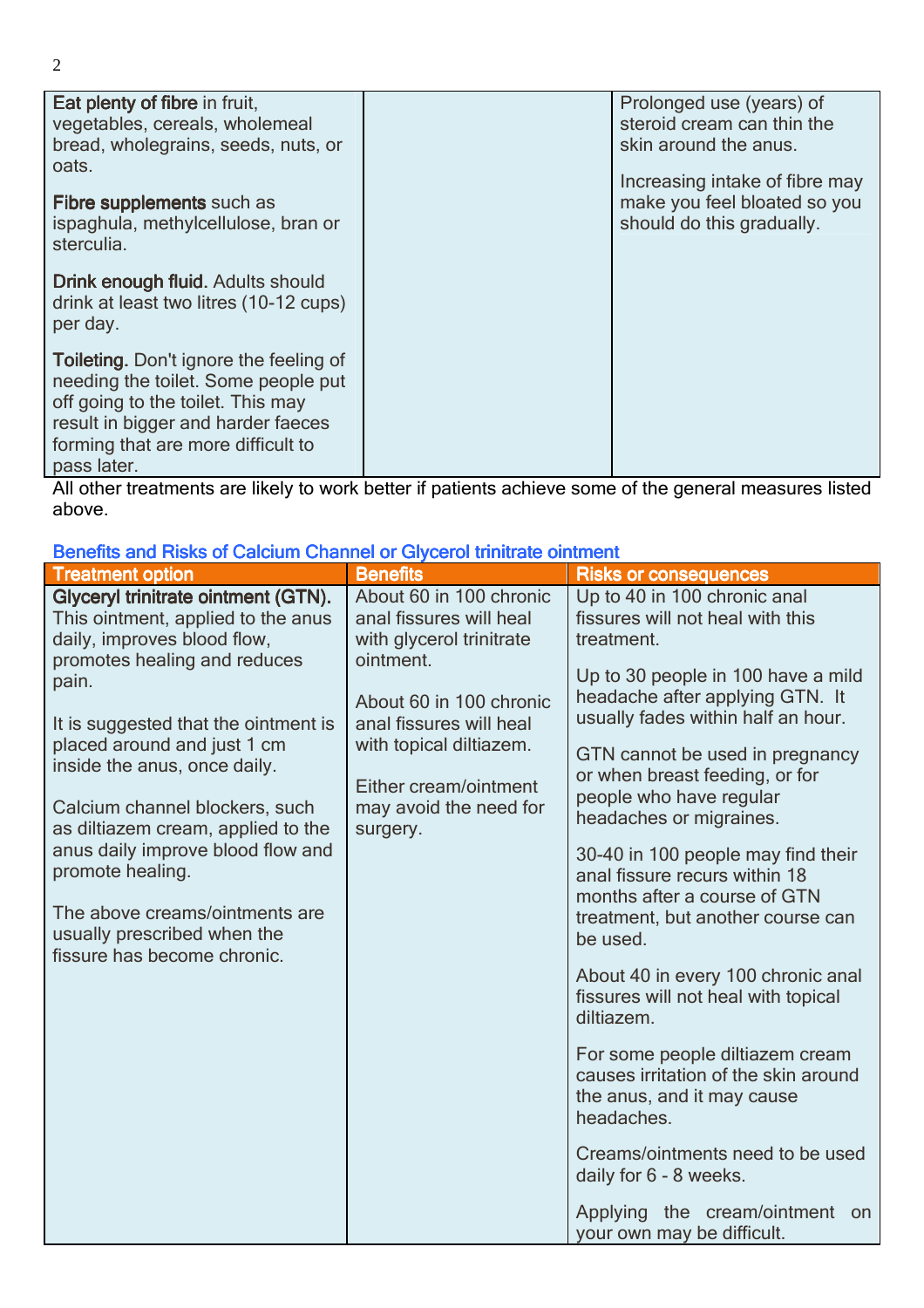| | | |
|---|---|---|
| **Eat plenty of fibre** in fruit, vegetables, cereals, wholemeal bread, wholegrains, seeds, nuts, or oats.<br><br>**Fibre supplements** such as ispaghula, methylcellulose, bran or sterculia.<br><br>**Drink enough fluid.** Adults should drink at least two litres (10-12 cups) per day.<br><br>**Toileting.** Don't ignore the feeling of needing the toilet. Some people put off going to the toilet. This may result in bigger and harder faeces forming that are more difficult to pass later. | | Prolonged use (years) of steroid cream can thin the skin around the anus.<br><br>Increasing intake of fibre may make you feel bloated so you should do this gradually. |

All other treatments are likely to work better if patients achieve some of the general measures listed above.

### Benefits and Risks of Calcium Channel or Glycerol trinitrate ointment

| Treatment option | Benefits | Risks or consequences |
|---|---|---|
| **Glyceryl trinitrate ointment (GTN).** This ointment, applied to the anus daily, improves blood flow, promotes healing and reduces pain.<br><br>It is suggested that the ointment is placed around and just 1 cm inside the anus, once daily.<br><br>Calcium channel blockers, such as diltiazem cream, applied to the anus daily improve blood flow and promote healing.<br><br>The above creams/ointments are usually prescribed when the fissure has become chronic. | About 60 in 100 chronic anal fissures will heal with glycerol trinitrate ointment.<br><br>About 60 in 100 chronic anal fissures will heal with topical diltiazem.<br><br>Either cream/ointment may avoid the need for surgery. | Up to 40 in 100 chronic anal fissures will not heal with this treatment.<br><br>Up to 30 people in 100 have a mild headache after applying GTN. It usually fades within half an hour.<br><br>GTN cannot be used in pregnancy or when breast feeding, or for people who have regular headaches or migraines.<br><br>30-40 in 100 people may find their anal fissure recurs within 18 months after a course of GTN treatment, but another course can be used.<br><br>About 40 in every 100 chronic anal fissures will not heal with topical diltiazem.<br><br>For some people diltiazem cream causes irritation of the skin around the anus, and it may cause headaches.<br><br>Creams/ointments need to be used daily for 6 - 8 weeks.<br><br>Applying the cream/ointment on your own may be difficult. |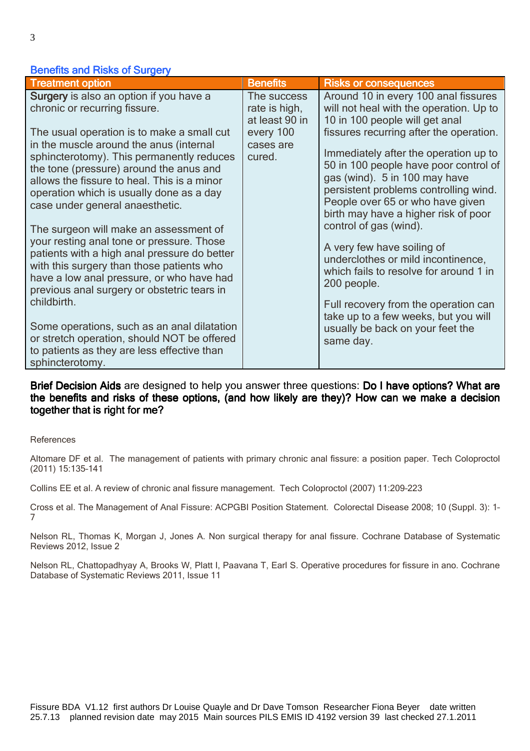## Benefits and Risks of Surgery

| Treatment option | Benefits | Risks or consequences |
|---|---|---|
| **Surgery** is also an option if you have a chronic or recurring fissure.<br><br>The usual operation is to make a small cut in the muscle around the anus (internal sphincterotomy). This permanently reduces the tone (pressure) around the anus and allows the fissure to heal. This is a minor operation which is usually done as a day case under general anaesthetic.<br><br>The surgeon will make an assessment of your resting anal tone or pressure. Those patients with a high anal pressure do better with this surgery than those patients who have a low anal pressure, or who have had previous anal surgery or obstetric tears in childbirth.<br><br>Some operations, such as an anal dilatation or stretch operation, should NOT be offered to patients as they are less effective than sphincterotomy. | The success rate is high, at least 90 in every 100 cases are cured. | Around 10 in every 100 anal fissures will not heal with the operation. Up to 10 in 100 people will get anal fissures recurring after the operation.<br><br>Immediately after the operation up to 50 in 100 people have poor control of gas (wind). 5 in 100 may have persistent problems controlling wind. People over 65 or who have given birth may have a higher risk of poor control of gas (wind).<br><br>A very few have soiling of underclothes or mild incontinence, which fails to resolve for around 1 in 200 people.<br><br>Full recovery from the operation can take up to a few weeks, but you will usually be back on your feet the same day. |

**Brief Decision Aids** are designed to help you answer three questions: **Do I have options? What are the benefits and risks of these options, (and how likely are they)? How can we make a decision together that is right for me?**

References

Altomare DF et al. The management of patients with primary chronic anal fissure: a position paper. Tech Coloproctol (2011) 15:135-141

Collins EE et al. A review of chronic anal fissure management. Tech Coloproctol (2007) 11:209-223

Cross et al. The Management of Anal Fissure: ACPGBI Position Statement. Colorectal Disease 2008; 10 (Suppl. 3): 1-7

Nelson RL, Thomas K, Morgan J, Jones A. Non surgical therapy for anal fissure. Cochrane Database of Systematic Reviews 2012, Issue 2

Nelson RL, Chattopadhyay A, Brooks W, Platt I, Paavana T, Earl S. Operative procedures for fissure in ano. Cochrane Database of Systematic Reviews 2011, Issue 11

Fissure BDA V1.12 first authors Dr Louise Quayle and Dr Dave Tomson Researcher Fiona Beyer date written 25.7.13 planned revision date may 2015 Main sources PILS EMIS ID 4192 version 39 last checked 27.1.2011